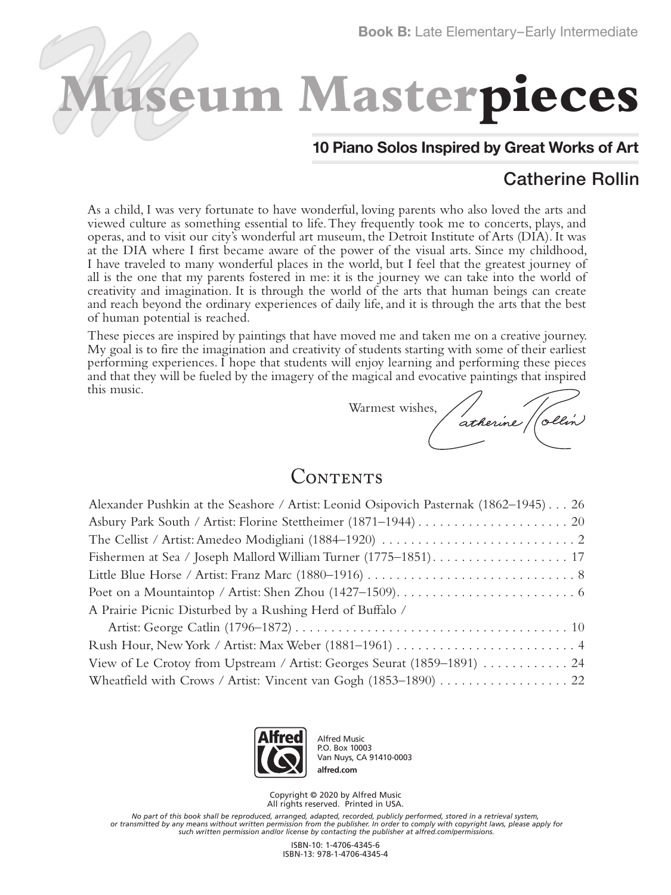**Book B:** Late Elementary–Early Intermediate

# Museum Masterpieces

## 10 Piano Solos Inspired by Great Works of Art

Catherine Rollin

As a child, I was very fortunate to have wonderful, loving parents who also loved the arts and viewed culture as something essential to life. They frequently took me to concerts, plays, and operas, and to visit our city's wonderful art museum, the Detroit Institute of Arts (DIA). It was at the DIA where I first became aware of the power of the visual arts. Since my childhood, I have traveled to many wonderful places in the world, but I feel that the greatest journey of all is the one that my parents fostered in me: it is the journey we can take into the world of creativity and imagination. It is through the world of the arts that human beings can create and reach beyond the ordinary experiences of daily life, and it is through the arts that the best of human potential is reached.

These pieces are inspired by paintings that have moved me and taken me on a creative journey. My goal is to fire the imagination and creativity of students starting with some of their earliest performing experiences. I hope that students will enjoy learning and performing these pieces and that they will be fueled by the imagery of the magical and evocative paintings that inspired this music.

Warmest wishes, Catherine Rollin

## Contents

Alexander Pushkin at the Seashore / Artist: Leonid Osipovich Pasternak (1862–1945) . . . 26
Asbury Park South / Artist: Florine Stettheimer (1871–1944) . . . . . . . . . . . . . . . . . . . . . 20
The Cellist / Artist: Amedeo Modigliani (1884–1920) . . . . . . . . . . . . . . . . . . . . . . . . . . . 2
Fishermen at Sea / Joseph Mallord William Turner (1775–1851) . . . . . . . . . . . . . . . . . . . 17
Little Blue Horse / Artist: Franz Marc (1880–1916) . . . . . . . . . . . . . . . . . . . . . . . . . . . . . 8
Poet on a Mountaintop / Artist: Shen Zhou (1427–1509) . . . . . . . . . . . . . . . . . . . . . . . . . 6
A Prairie Picnic Disturbed by a Rushing Herd of Buffalo /
Artist: George Catlin (1796–1872) . . . . . . . . . . . . . . . . . . . . . . . . . . . . . . . . . . . . . . 10
Rush Hour, New York / Artist: Max Weber (1881–1961) . . . . . . . . . . . . . . . . . . . . . . . . . 4
View of Le Crotoy from Upstream / Artist: Georges Seurat (1859–1891) . . . . . . . . . . . . 24
Wheatfield with Crows / Artist: Vincent van Gogh (1853–1890) . . . . . . . . . . . . . . . . . . 22

Alfred Music
P.O. Box 10003
Van Nuys, CA 91410-0003
alfred.com

Copyright © 2020 by Alfred Music
All rights reserved. Printed in USA.

*No part of this book shall be reproduced, arranged, adapted, recorded, publicly performed, stored in a retrieval system, or transmitted by any means without written permission from the publisher. In order to comply with copyright laws, please apply for such written permission and/or license by contacting the publisher at alfred.com/permissions.*

ISBN-10: 1-4706-4345-6
ISBN-13: 978-1-4706-4345-4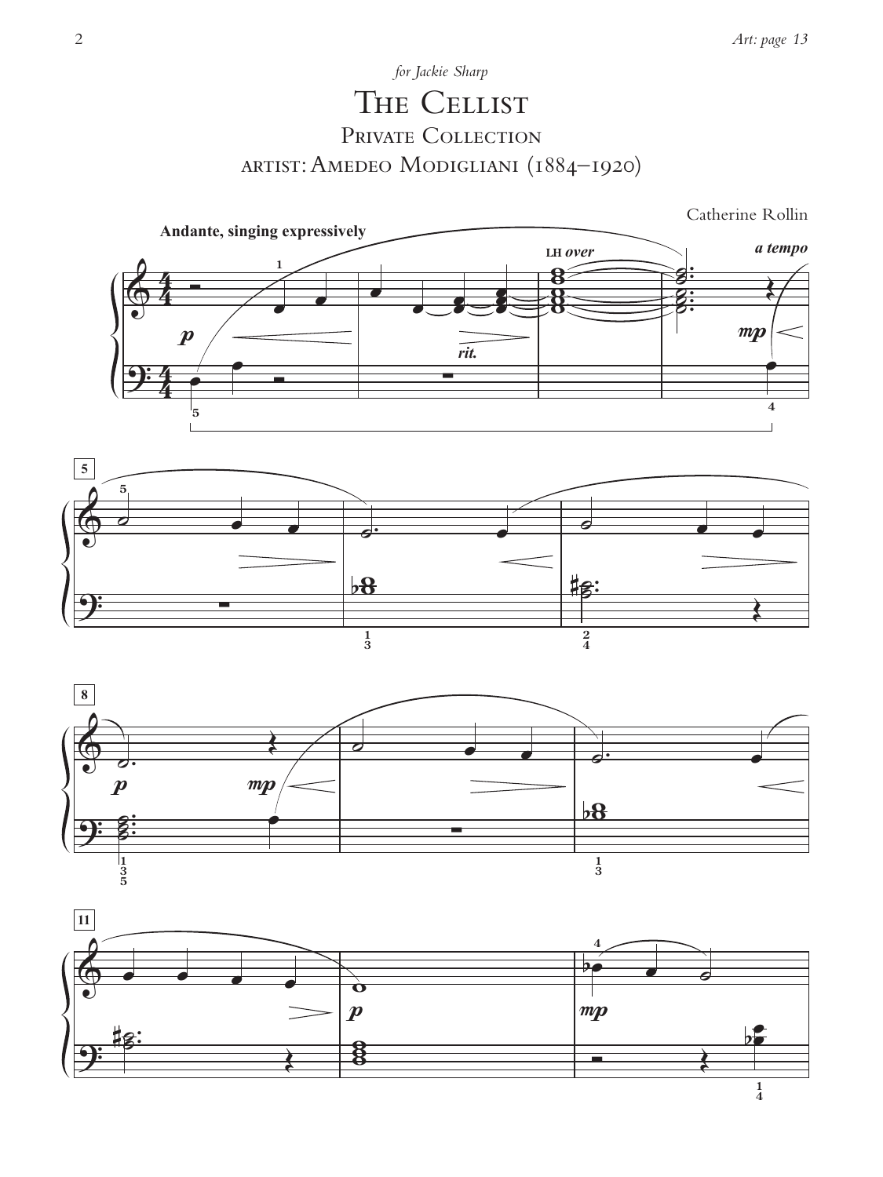*for Jackie Sharp*

# The Cellist

## Private Collection

## artist: Amedeo Modigliani (1884–1920)

Catherine Rollin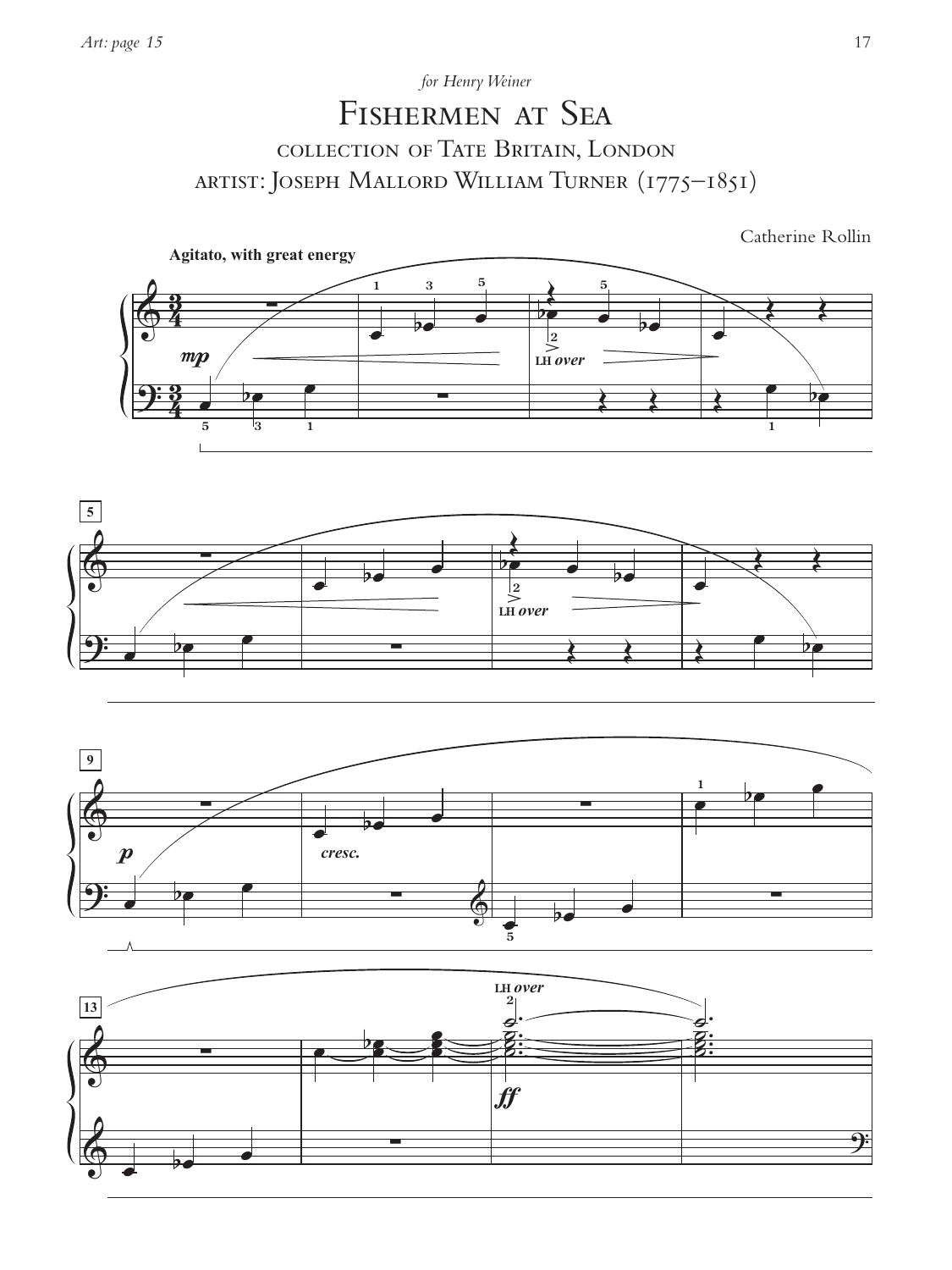*for Henry Weiner*

# Fishermen at Sea

collection of Tate Britain, London

artist: Joseph Mallord William Turner (1775–1851)

Catherine Rollin

**Agitato, with great energy**